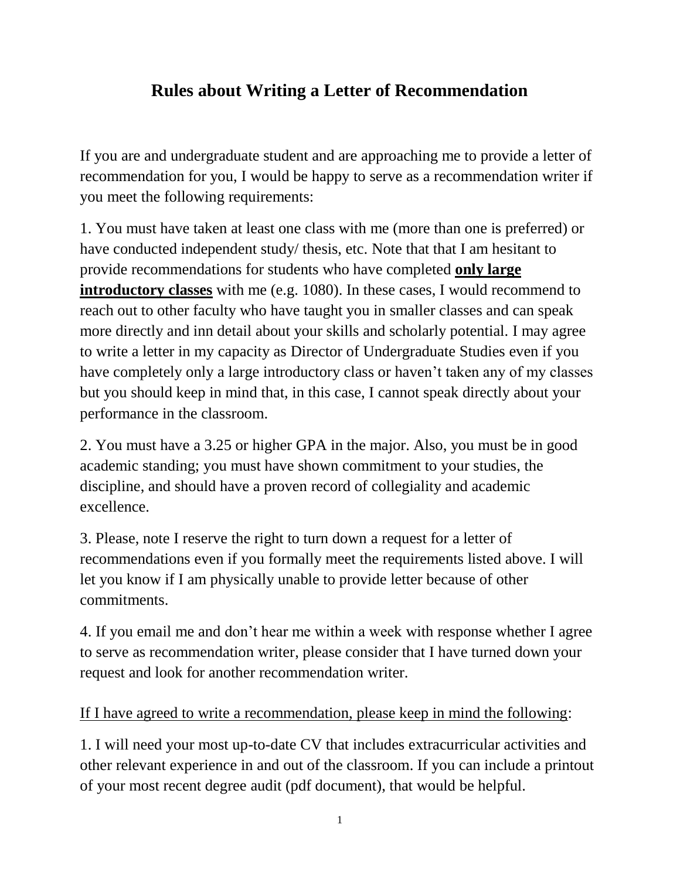# Rules about Writing a Letter of Recommendation

If you are and undergraduate student and are approaching me to provide a letter of recommendation for you, I would be happy to serve as a recommendation writer if you meet the following requirements:

1. You must have taken at least one class with me (more than one is preferred) or have conducted independent study/ thesis, etc. Note that that I am hesitant to provide recommendations for students who have completed **only large introductory classes** with me (e.g. 1080). In these cases, I would recommend to reach out to other faculty who have taught you in smaller classes and can speak more directly and inn detail about your skills and scholarly potential. I may agree to write a letter in my capacity as Director of Undergraduate Studies even if you have completely only a large introductory class or haven't taken any of my classes but you should keep in mind that, in this case, I cannot speak directly about your performance in the classroom.

2. You must have a 3.25 or higher GPA in the major. Also, you must be in good academic standing; you must have shown commitment to your studies, the discipline, and should have a proven record of collegiality and academic excellence.

3. Please, note I reserve the right to turn down a request for a letter of recommendations even if you formally meet the requirements listed above. I will let you know if I am physically unable to provide letter because of other commitments.

4. If you email me and don't hear me within a week with response whether I agree to serve as recommendation writer, please consider that I have turned down your request and look for another recommendation writer.

If I have agreed to write a recommendation, please keep in mind the following:

1. I will need your most up-to-date CV that includes extracurricular activities and other relevant experience in and out of the classroom. If you can include a printout of your most recent degree audit (pdf document), that would be helpful.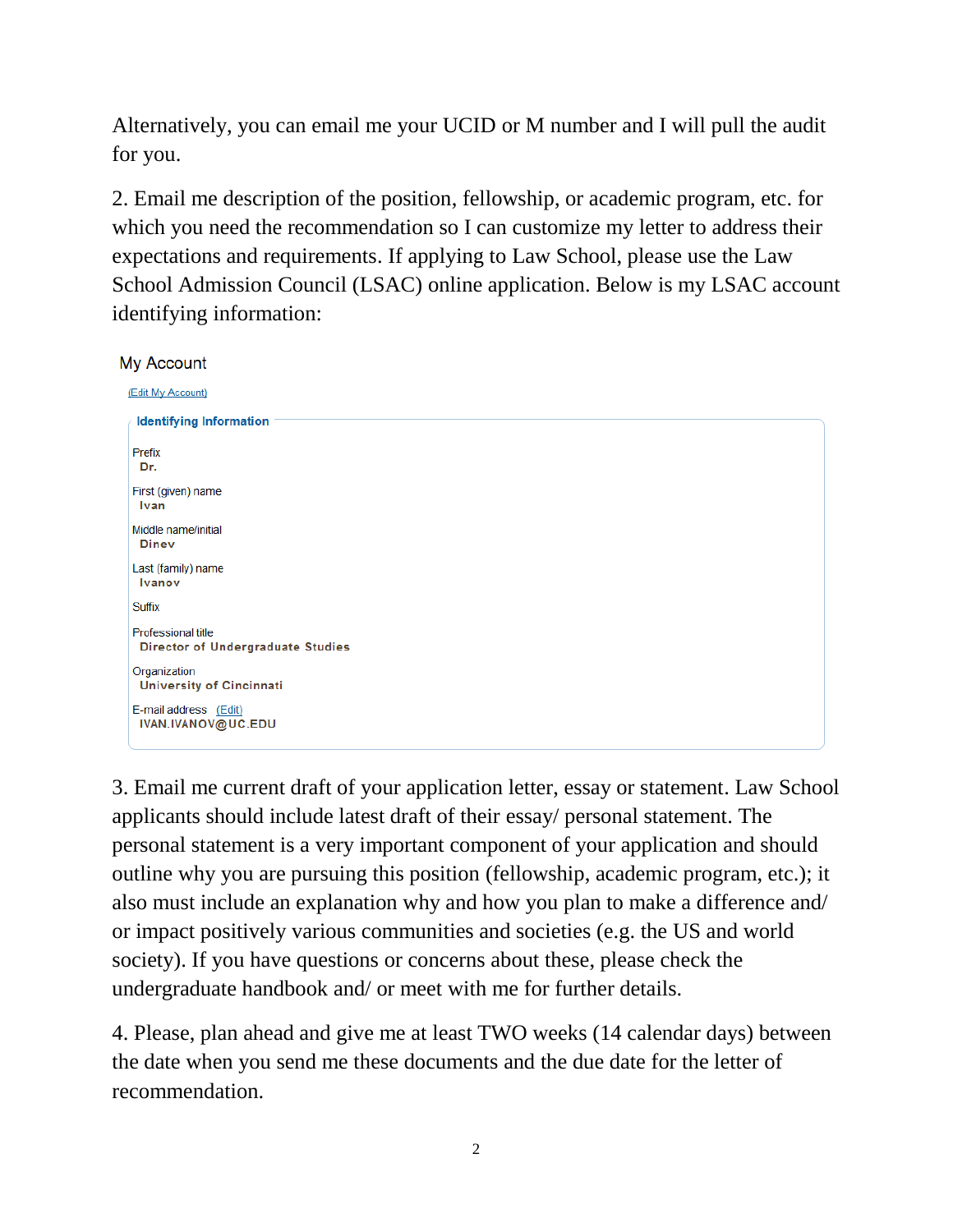Alternatively, you can email me your UCID or M number and I will pull the audit for you.

2. Email me description of the position, fellowship, or academic program, etc. for which you need the recommendation so I can customize my letter to address their expectations and requirements. If applying to Law School, please use the Law School Admission Council (LSAC) online application. Below is my LSAC account identifying information:

My Account

(Edit My Account)

**Identifying Information**

Prefix
**Dr.**

First (given) name
**Ivan**

Middle name/initial
**Dinev**

Last (family) name
**Ivanov**

Suffix

Professional title
**Director of Undergraduate Studies**

Organization
**University of Cincinnati**

E-mail address (Edit)
**IVAN.IVANOV@UC.EDU**

3. Email me current draft of your application letter, essay or statement. Law School applicants should include latest draft of their essay/ personal statement. The personal statement is a very important component of your application and should outline why you are pursuing this position (fellowship, academic program, etc.); it also must include an explanation why and how you plan to make a difference and/ or impact positively various communities and societies (e.g. the US and world society). If you have questions or concerns about these, please check the undergraduate handbook and/ or meet with me for further details.

4. Please, plan ahead and give me at least TWO weeks (14 calendar days) between the date when you send me these documents and the due date for the letter of recommendation.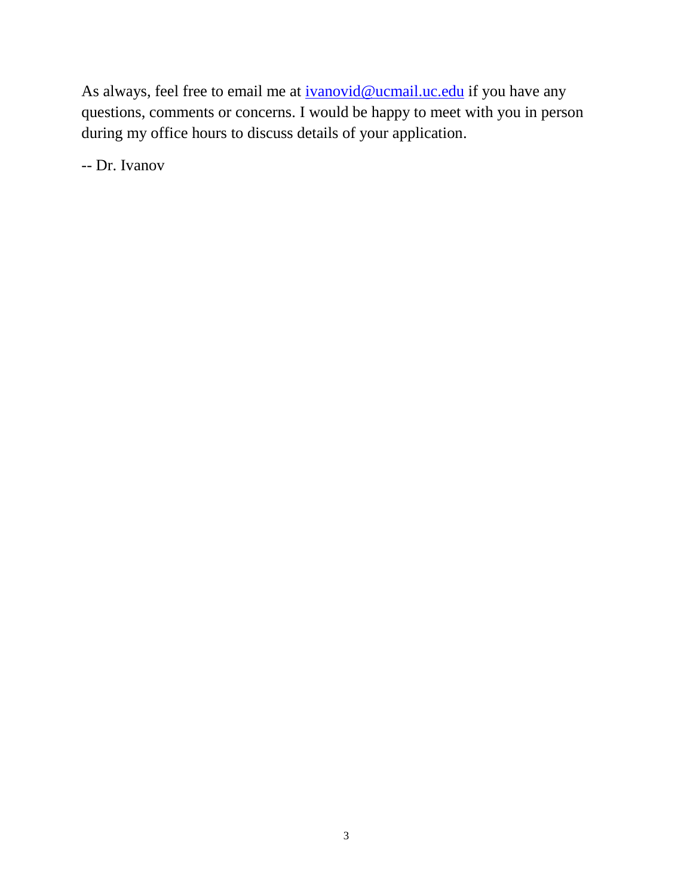As always, feel free to email me at [ivanovid@ucmail.uc.edu](mailto:ivanovid@ucmail.uc.edu) if you have any questions, comments or concerns. I would be happy to meet with you in person during my office hours to discuss details of your application.

-- Dr. Ivanov